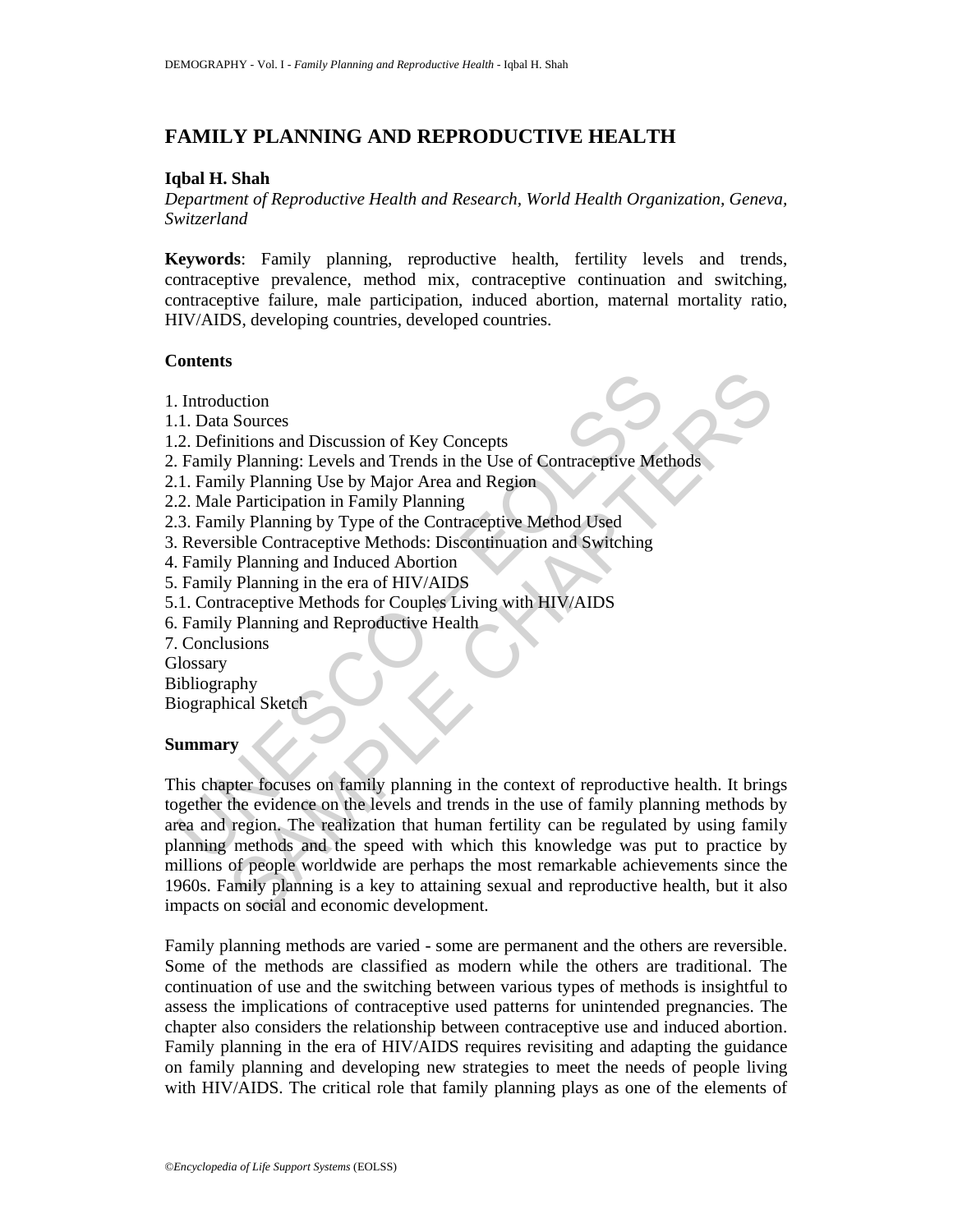# FAMILY PLANNING AND REPRODUCTIVE HEALTH

**Iqbal H. Shah**

*Department of Reproductive Health and Research, World Health Organization, Geneva, Switzerland*

**Keywords**: Family planning, reproductive health, fertility levels and trends, contraceptive prevalence, method mix, contraceptive continuation and switching, contraceptive failure, male participation, induced abortion, maternal mortality ratio, HIV/AIDS, developing countries, developed countries.

## Contents

1. Introduction
1.1. Data Sources
1.2. Definitions and Discussion of Key Concepts
2. Family Planning: Levels and Trends in the Use of Contraceptive Methods
2.1. Family Planning Use by Major Area and Region
2.2. Male Participation in Family Planning
2.3. Family Planning by Type of the Contraceptive Method Used
3. Reversible Contraceptive Methods: Discontinuation and Switching
4. Family Planning and Induced Abortion
5. Family Planning in the era of HIV/AIDS
5.1. Contraceptive Methods for Couples Living with HIV/AIDS
6. Family Planning and Reproductive Health
7. Conclusions
Glossary
Bibliography
Biographical Sketch

## Summary

This chapter focuses on family planning in the context of reproductive health. It brings together the evidence on the levels and trends in the use of family planning methods by area and region. The realization that human fertility can be regulated by using family planning methods and the speed with which this knowledge was put to practice by millions of people worldwide are perhaps the most remarkable achievements since the 1960s. Family planning is a key to attaining sexual and reproductive health, but it also impacts on social and economic development.

Family planning methods are varied - some are permanent and the others are reversible. Some of the methods are classified as modern while the others are traditional. The continuation of use and the switching between various types of methods is insightful to assess the implications of contraceptive used patterns for unintended pregnancies. The chapter also considers the relationship between contraceptive use and induced abortion. Family planning in the era of HIV/AIDS requires revisiting and adapting the guidance on family planning and developing new strategies to meet the needs of people living with HIV/AIDS. The critical role that family planning plays as one of the elements of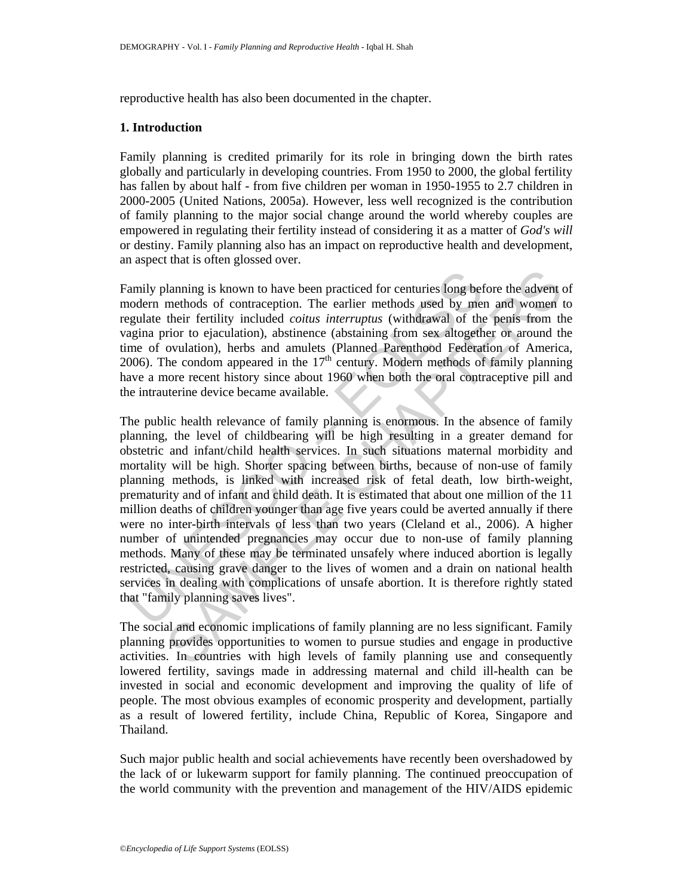reproductive health has also been documented in the chapter.

## 1. Introduction

Family planning is credited primarily for its role in bringing down the birth rates globally and particularly in developing countries. From 1950 to 2000, the global fertility has fallen by about half - from five children per woman in 1950-1955 to 2.7 children in 2000-2005 (United Nations, 2005a). However, less well recognized is the contribution of family planning to the major social change around the world whereby couples are empowered in regulating their fertility instead of considering it as a matter of *God's will* or destiny. Family planning also has an impact on reproductive health and development, an aspect that is often glossed over.

Family planning is known to have been practiced for centuries long before the advent of modern methods of contraception. The earlier methods used by men and women to regulate their fertility included *coitus interruptus* (withdrawal of the penis from the vagina prior to ejaculation), abstinence (abstaining from sex altogether or around the time of ovulation), herbs and amulets (Planned Parenthood Federation of America, 2006). The condom appeared in the 17th century. Modern methods of family planning have a more recent history since about 1960 when both the oral contraceptive pill and the intrauterine device became available.

The public health relevance of family planning is enormous. In the absence of family planning, the level of childbearing will be high resulting in a greater demand for obstetric and infant/child health services. In such situations maternal morbidity and mortality will be high. Shorter spacing between births, because of non-use of family planning methods, is linked with increased risk of fetal death, low birth-weight, prematurity and of infant and child death. It is estimated that about one million of the 11 million deaths of children younger than age five years could be averted annually if there were no inter-birth intervals of less than two years (Cleland et al., 2006). A higher number of unintended pregnancies may occur due to non-use of family planning methods. Many of these may be terminated unsafely where induced abortion is legally restricted, causing grave danger to the lives of women and a drain on national health services in dealing with complications of unsafe abortion. It is therefore rightly stated that "family planning saves lives".

The social and economic implications of family planning are no less significant. Family planning provides opportunities to women to pursue studies and engage in productive activities. In countries with high levels of family planning use and consequently lowered fertility, savings made in addressing maternal and child ill-health can be invested in social and economic development and improving the quality of life of people. The most obvious examples of economic prosperity and development, partially as a result of lowered fertility, include China, Republic of Korea, Singapore and Thailand.

Such major public health and social achievements have recently been overshadowed by the lack of or lukewarm support for family planning. The continued preoccupation of the world community with the prevention and management of the HIV/AIDS epidemic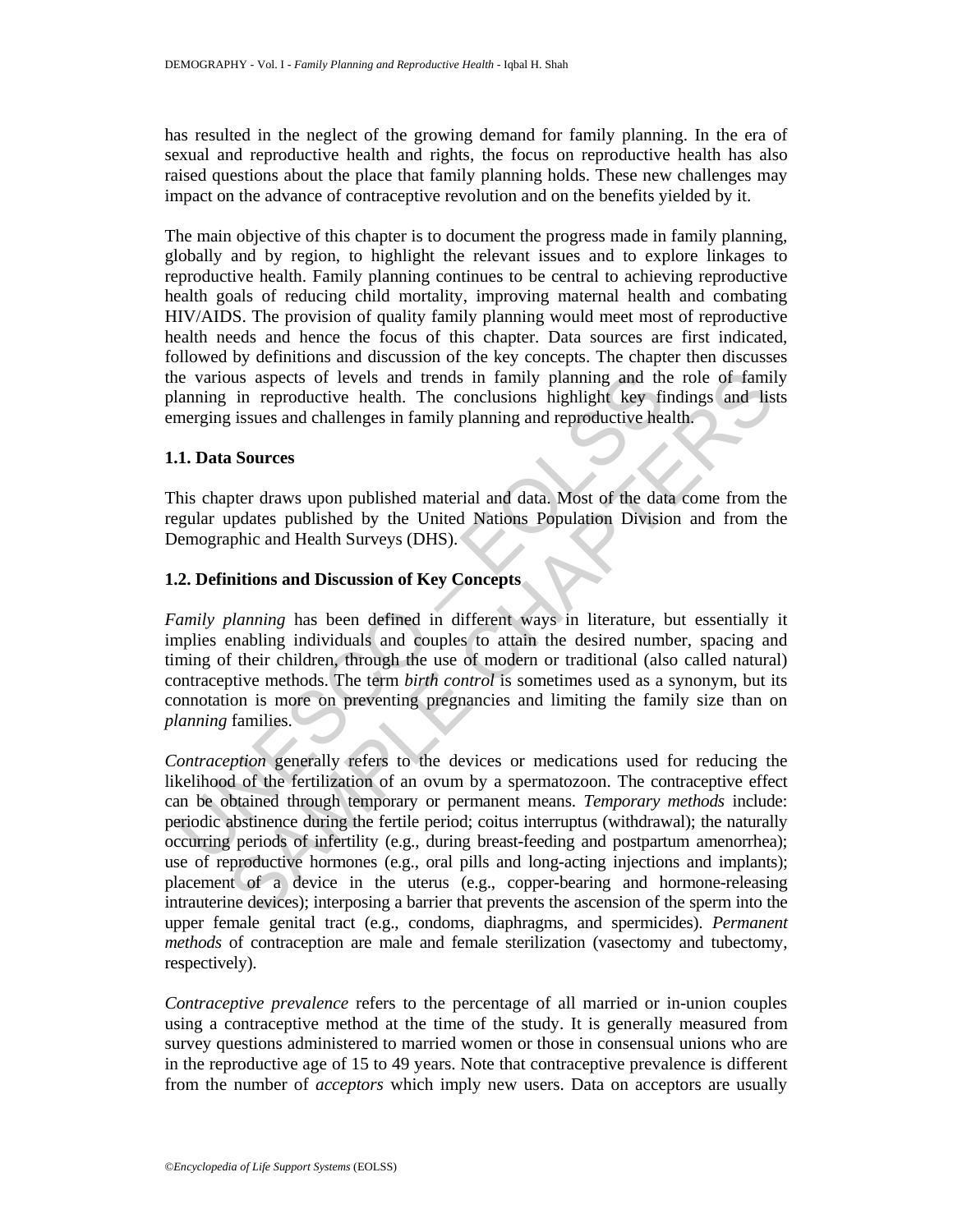has resulted in the neglect of the growing demand for family planning. In the era of sexual and reproductive health and rights, the focus on reproductive health has also raised questions about the place that family planning holds. These new challenges may impact on the advance of contraceptive revolution and on the benefits yielded by it.

The main objective of this chapter is to document the progress made in family planning, globally and by region, to highlight the relevant issues and to explore linkages to reproductive health. Family planning continues to be central to achieving reproductive health goals of reducing child mortality, improving maternal health and combating HIV/AIDS. The provision of quality family planning would meet most of reproductive health needs and hence the focus of this chapter. Data sources are first indicated, followed by definitions and discussion of the key concepts. The chapter then discusses the various aspects of levels and trends in family planning and the role of family planning in reproductive health. The conclusions highlight key findings and lists emerging issues and challenges in family planning and reproductive health.

### 1.1. Data Sources

This chapter draws upon published material and data. Most of the data come from the regular updates published by the United Nations Population Division and from the Demographic and Health Surveys (DHS).

### 1.2. Definitions and Discussion of Key Concepts

*Family planning* has been defined in different ways in literature, but essentially it implies enabling individuals and couples to attain the desired number, spacing and timing of their children, through the use of modern or traditional (also called natural) contraceptive methods. The term *birth control* is sometimes used as a synonym, but its connotation is more on preventing pregnancies and limiting the family size than on *planning* families.

*Contraception* generally refers to the devices or medications used for reducing the likelihood of the fertilization of an ovum by a spermatozoon. The contraceptive effect can be obtained through temporary or permanent means. *Temporary methods* include: periodic abstinence during the fertile period; coitus interruptus (withdrawal); the naturally occurring periods of infertility (e.g., during breast-feeding and postpartum amenorrhea); use of reproductive hormones (e.g., oral pills and long-acting injections and implants); placement of a device in the uterus (e.g., copper-bearing and hormone-releasing intrauterine devices); interposing a barrier that prevents the ascension of the sperm into the upper female genital tract (e.g., condoms, diaphragms, and spermicides). *Permanent methods* of contraception are male and female sterilization (vasectomy and tubectomy, respectively).

*Contraceptive prevalence* refers to the percentage of all married or in-union couples using a contraceptive method at the time of the study. It is generally measured from survey questions administered to married women or those in consensual unions who are in the reproductive age of 15 to 49 years. Note that contraceptive prevalence is different from the number of *acceptors* which imply new users. Data on acceptors are usually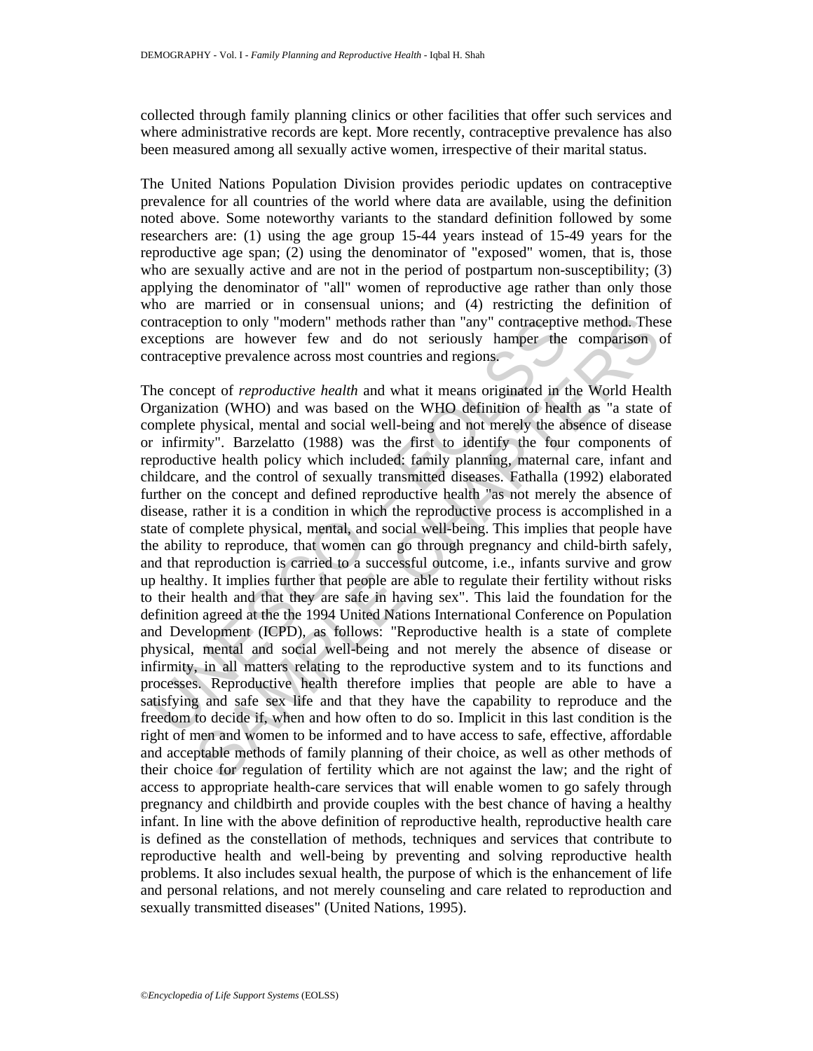collected through family planning clinics or other facilities that offer such services and where administrative records are kept. More recently, contraceptive prevalence has also been measured among all sexually active women, irrespective of their marital status.

The United Nations Population Division provides periodic updates on contraceptive prevalence for all countries of the world where data are available, using the definition noted above. Some noteworthy variants to the standard definition followed by some researchers are: (1) using the age group 15-44 years instead of 15-49 years for the reproductive age span; (2) using the denominator of "exposed" women, that is, those who are sexually active and are not in the period of postpartum non-susceptibility; (3) applying the denominator of "all" women of reproductive age rather than only those who are married or in consensual unions; and (4) restricting the definition of contraception to only "modern" methods rather than "any" contraceptive method. These exceptions are however few and do not seriously hamper the comparison of contraceptive prevalence across most countries and regions.

The concept of *reproductive health* and what it means originated in the World Health Organization (WHO) and was based on the WHO definition of health as "a state of complete physical, mental and social well-being and not merely the absence of disease or infirmity". Barzelatto (1988) was the first to identify the four components of reproductive health policy which included: family planning, maternal care, infant and childcare, and the control of sexually transmitted diseases. Fathalla (1992) elaborated further on the concept and defined reproductive health "as not merely the absence of disease, rather it is a condition in which the reproductive process is accomplished in a state of complete physical, mental, and social well-being. This implies that people have the ability to reproduce, that women can go through pregnancy and child-birth safely, and that reproduction is carried to a successful outcome, i.e., infants survive and grow up healthy. It implies further that people are able to regulate their fertility without risks to their health and that they are safe in having sex". This laid the foundation for the definition agreed at the the 1994 United Nations International Conference on Population and Development (ICPD), as follows: "Reproductive health is a state of complete physical, mental and social well-being and not merely the absence of disease or infirmity, in all matters relating to the reproductive system and to its functions and processes. Reproductive health therefore implies that people are able to have a satisfying and safe sex life and that they have the capability to reproduce and the freedom to decide if, when and how often to do so. Implicit in this last condition is the right of men and women to be informed and to have access to safe, effective, affordable and acceptable methods of family planning of their choice, as well as other methods of their choice for regulation of fertility which are not against the law; and the right of access to appropriate health-care services that will enable women to go safely through pregnancy and childbirth and provide couples with the best chance of having a healthy infant. In line with the above definition of reproductive health, reproductive health care is defined as the constellation of methods, techniques and services that contribute to reproductive health and well-being by preventing and solving reproductive health problems. It also includes sexual health, the purpose of which is the enhancement of life and personal relations, and not merely counseling and care related to reproduction and sexually transmitted diseases" (United Nations, 1995).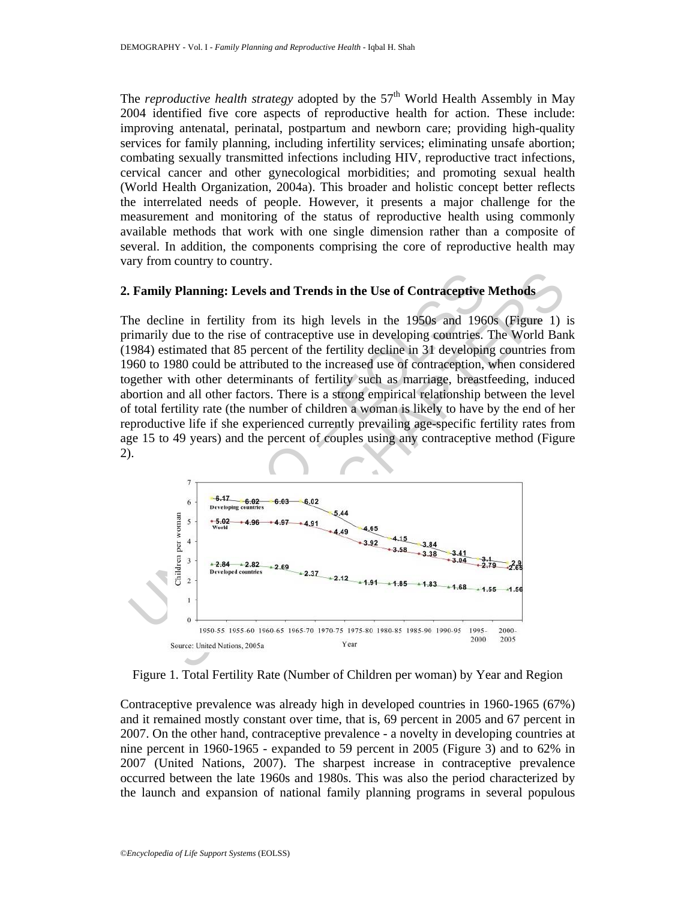The *reproductive health strategy* adopted by the 57th World Health Assembly in May 2004 identified five core aspects of reproductive health for action. These include: improving antenatal, perinatal, postpartum and newborn care; providing high-quality services for family planning, including infertility services; eliminating unsafe abortion; combating sexually transmitted infections including HIV, reproductive tract infections, cervical cancer and other gynecological morbidities; and promoting sexual health (World Health Organization, 2004a). This broader and holistic concept better reflects the interrelated needs of people. However, it presents a major challenge for the measurement and monitoring of the status of reproductive health using commonly available methods that work with one single dimension rather than a composite of several. In addition, the components comprising the core of reproductive health may vary from country to country.

## 2. Family Planning: Levels and Trends in the Use of Contraceptive Methods

The decline in fertility from its high levels in the 1950s and 1960s (Figure 1) is primarily due to the rise of contraceptive use in developing countries. The World Bank (1984) estimated that 85 percent of the fertility decline in 31 developing countries from 1960 to 1980 could be attributed to the increased use of contraception, when considered together with other determinants of fertility such as marriage, breastfeeding, induced abortion and all other factors. There is a strong empirical relationship between the level of total fertility rate (the number of children a woman is likely to have by the end of her reproductive life if she experienced currently prevailing age-specific fertility rates from age 15 to 49 years) and the percent of couples using any contraceptive method (Figure 2).

| Year | Developing countries | World | Developed countries |
|---|---|---|---|
| 1950-55 | 6.17 | 5.02 | 2.84 |
| 1955-60 | 6.02 | 4.96 | 2.82 |
| 1960-65 | 6.03 | 4.97 | 2.69 |
| 1965-70 | 6.02 | 4.91 | 2.37 |
| 1970-75 | 5.44 | 4.49 | 2.12 |
| 1975-80 | 4.65 | 3.92 | 1.91 |
| 1980-85 | 4.15 | 3.58 | 1.85 |
| 1985-90 | 3.84 | 3.38 | 1.83 |
| 1990-95 | 3.41 | 3.04 | 1.68 |
| 1995-2000 | 3.1 | 2.79 | 1.55 |
| 2000-2005 | 2.9 | 2.65 | 1.56 |

Source: United Nations, 2005a

Figure 1. Total Fertility Rate (Number of Children per woman) by Year and Region

Contraceptive prevalence was already high in developed countries in 1960-1965 (67%) and it remained mostly constant over time, that is, 69 percent in 2005 and 67 percent in 2007. On the other hand, contraceptive prevalence - a novelty in developing countries at nine percent in 1960-1965 - expanded to 59 percent in 2005 (Figure 3) and to 62% in 2007 (United Nations, 2007). The sharpest increase in contraceptive prevalence occurred between the late 1960s and 1980s. This was also the period characterized by the launch and expansion of national family planning programs in several populous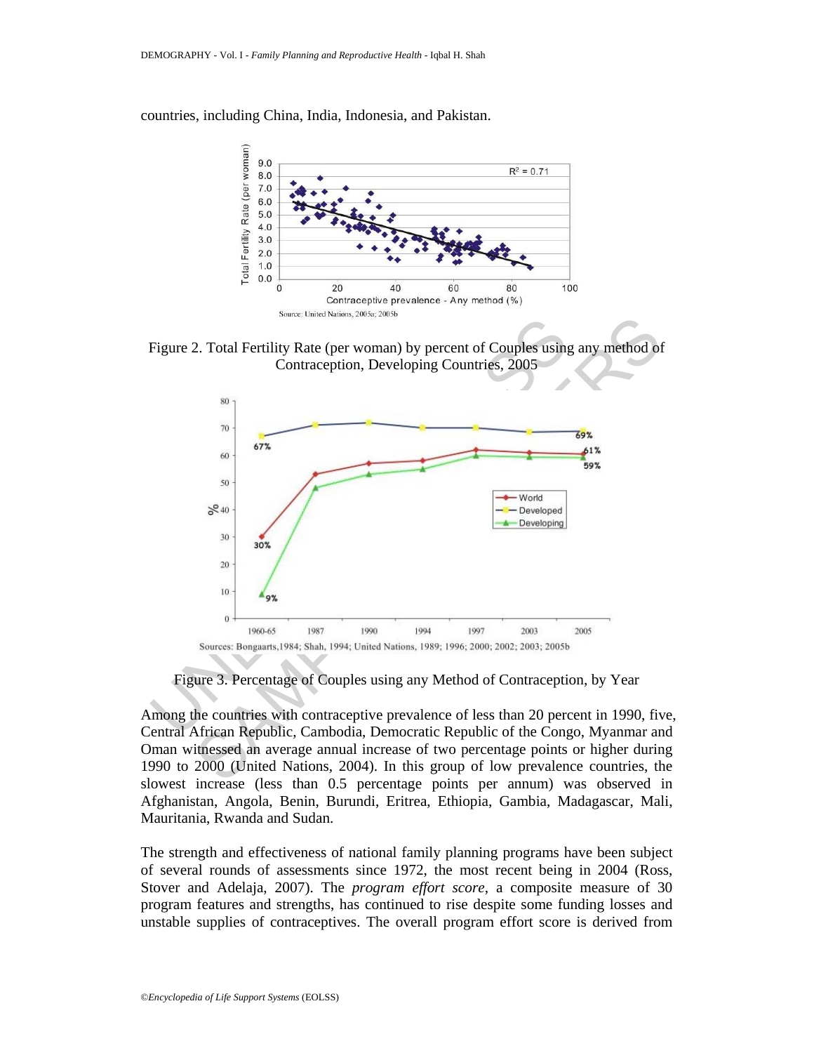countries, including China, India, Indonesia, and Pakistan.

Source: United Nations, 2005a; 2005b

Figure 2. Total Fertility Rate (per woman) by percent of Couples using any method of Contraception, Developing Countries, 2005

Sources: Bongaarts,1984; Shah, 1994; United Nations, 1989; 1996; 2000; 2002; 2003; 2005b

Figure 3. Percentage of Couples using any Method of Contraception, by Year

Among the countries with contraceptive prevalence of less than 20 percent in 1990, five, Central African Republic, Cambodia, Democratic Republic of the Congo, Myanmar and Oman witnessed an average annual increase of two percentage points or higher during 1990 to 2000 (United Nations, 2004). In this group of low prevalence countries, the slowest increase (less than 0.5 percentage points per annum) was observed in Afghanistan, Angola, Benin, Burundi, Eritrea, Ethiopia, Gambia, Madagascar, Mali, Mauritania, Rwanda and Sudan.

The strength and effectiveness of national family planning programs have been subject of several rounds of assessments since 1972, the most recent being in 2004 (Ross, Stover and Adelaja, 2007). The *program effort score*, a composite measure of 30 program features and strengths, has continued to rise despite some funding losses and unstable supplies of contraceptives. The overall program effort score is derived from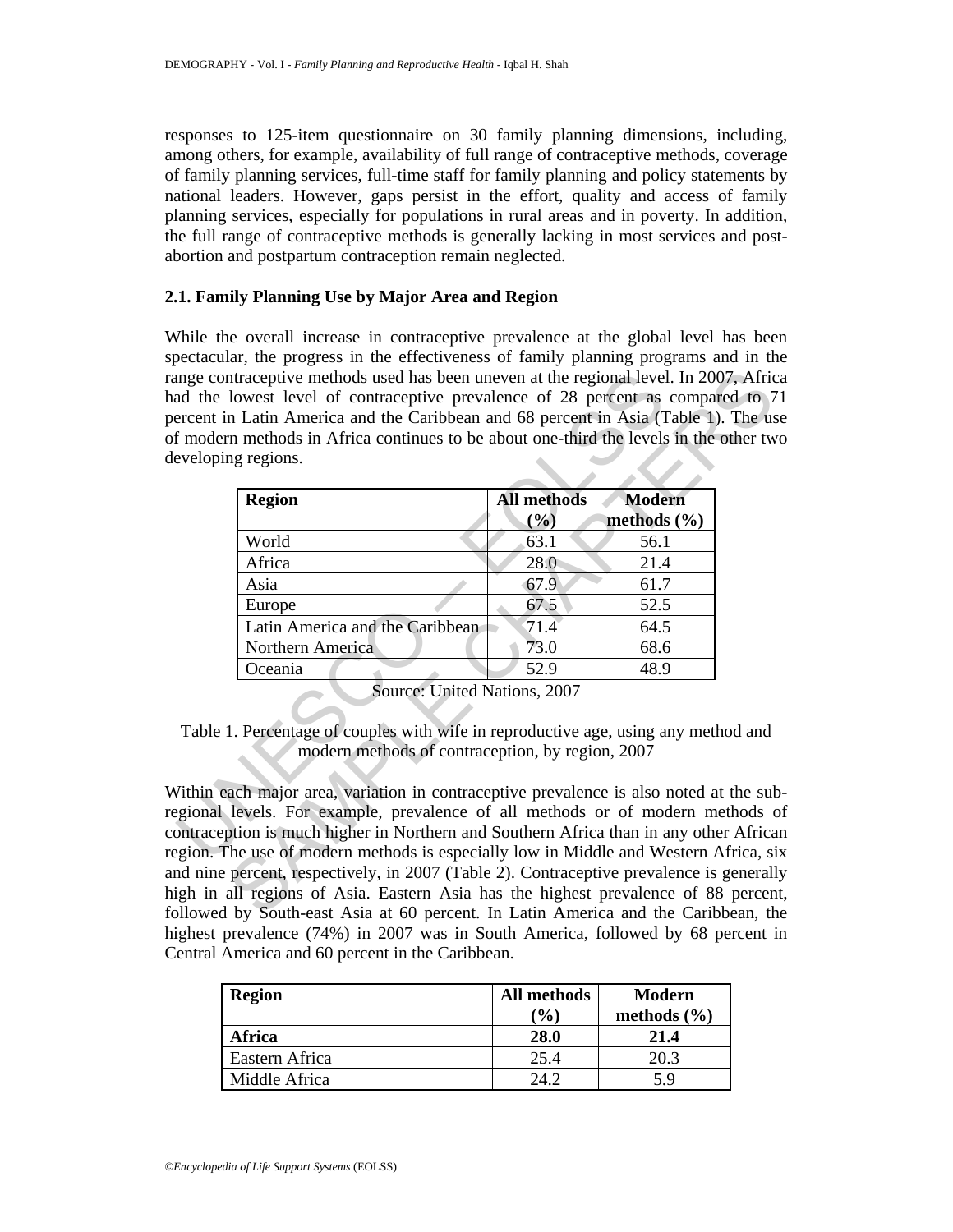responses to 125-item questionnaire on 30 family planning dimensions, including, among others, for example, availability of full range of contraceptive methods, coverage of family planning services, full-time staff for family planning and policy statements by national leaders. However, gaps persist in the effort, quality and access of family planning services, especially for populations in rural areas and in poverty. In addition, the full range of contraceptive methods is generally lacking in most services and post-abortion and postpartum contraception remain neglected.

### 2.1. Family Planning Use by Major Area and Region

While the overall increase in contraceptive prevalence at the global level has been spectacular, the progress in the effectiveness of family planning programs and in the range contraceptive methods used has been uneven at the regional level. In 2007, Africa had the lowest level of contraceptive prevalence of 28 percent as compared to 71 percent in Latin America and the Caribbean and 68 percent in Asia (Table 1). The use of modern methods in Africa continues to be about one-third the levels in the other two developing regions.

| Region | All methods (%) | Modern methods (%) |
|---|---|---|
| World | 63.1 | 56.1 |
| Africa | 28.0 | 21.4 |
| Asia | 67.9 | 61.7 |
| Europe | 67.5 | 52.5 |
| Latin America and the Caribbean | 71.4 | 64.5 |
| Northern America | 73.0 | 68.6 |
| Oceania | 52.9 | 48.9 |

Source: United Nations, 2007

Table 1. Percentage of couples with wife in reproductive age, using any method and modern methods of contraception, by region, 2007

Within each major area, variation in contraceptive prevalence is also noted at the sub-regional levels. For example, prevalence of all methods or of modern methods of contraception is much higher in Northern and Southern Africa than in any other African region. The use of modern methods is especially low in Middle and Western Africa, six and nine percent, respectively, in 2007 (Table 2). Contraceptive prevalence is generally high in all regions of Asia. Eastern Asia has the highest prevalence of 88 percent, followed by South-east Asia at 60 percent. In Latin America and the Caribbean, the highest prevalence (74%) in 2007 was in South America, followed by 68 percent in Central America and 60 percent in the Caribbean.

| Region | All methods (%) | Modern methods (%) |
|---|---|---|
| **Africa** | **28.0** | **21.4** |
| Eastern Africa | 25.4 | 20.3 |
| Middle Africa | 24.2 | 5.9 |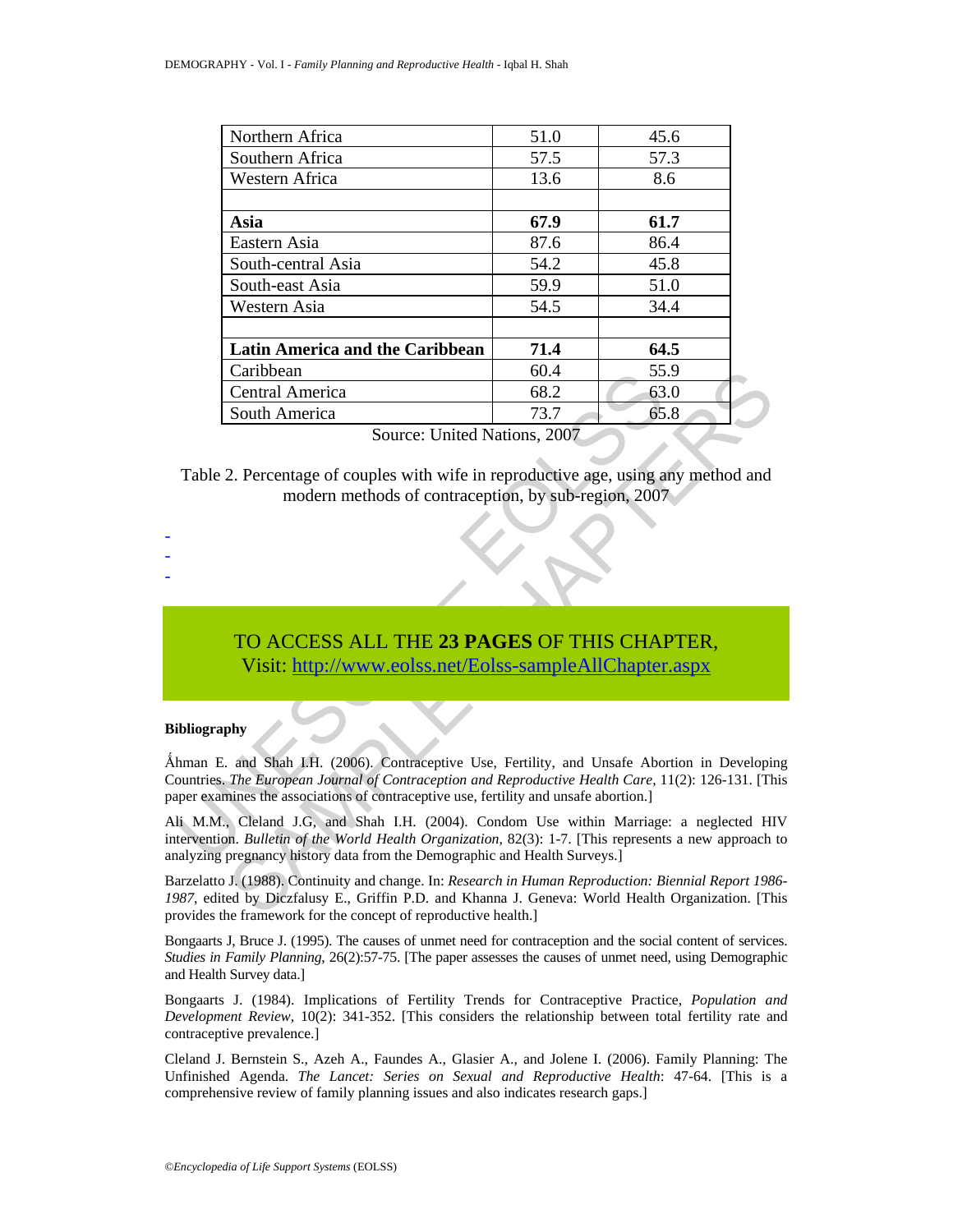| | | |
|---|---|---|
| Northern Africa | 51.0 | 45.6 |
| Southern Africa | 57.5 | 57.3 |
| Western Africa | 13.6 | 8.6 |
| | | |
| **Asia** | **67.9** | **61.7** |
| Eastern Asia | 87.6 | 86.4 |
| South-central Asia | 54.2 | 45.8 |
| South-east Asia | 59.9 | 51.0 |
| Western Asia | 54.5 | 34.4 |
| | | |
| **Latin America and the Caribbean** | **71.4** | **64.5** |
| Caribbean | 60.4 | 55.9 |
| Central America | 68.2 | 63.0 |
| South America | 73.7 | 65.8 |

Source: United Nations, 2007

Table 2. Percentage of couples with wife in reproductive age, using any method and modern methods of contraception, by sub-region, 2007

-
-
-

TO ACCESS ALL THE **23 PAGES** OF THIS CHAPTER,
Visit: http://www.eolss.net/Eolss-sampleAllChapter.aspx

**Bibliography**

Åhman E. and Shah I.H. (2006). Contraceptive Use, Fertility, and Unsafe Abortion in Developing Countries. *The European Journal of Contraception and Reproductive Health Care*, 11(2): 126-131. [This paper examines the associations of contraceptive use, fertility and unsafe abortion.]

Ali M.M., Cleland J.G, and Shah I.H. (2004). Condom Use within Marriage: a neglected HIV intervention. *Bulletin of the World Health Organization*, 82(3): 1-7. [This represents a new approach to analyzing pregnancy history data from the Demographic and Health Surveys.]

Barzelatto J. (1988). Continuity and change. In: *Research in Human Reproduction: Biennial Report 1986-1987*, edited by Diczfalusy E., Griffin P.D. and Khanna J. Geneva: World Health Organization. [This provides the framework for the concept of reproductive health.]

Bongaarts J, Bruce J. (1995). The causes of unmet need for contraception and the social content of services. *Studies in Family Planning*, 26(2):57-75. [The paper assesses the causes of unmet need, using Demographic and Health Survey data.]

Bongaarts J. (1984). Implications of Fertility Trends for Contraceptive Practice, *Population and Development Review*, 10(2): 341-352. [This considers the relationship between total fertility rate and contraceptive prevalence.]

Cleland J. Bernstein S., Azeh A., Faundes A., Glasier A., and Jolene I. (2006). Family Planning: The Unfinished Agenda. *The Lancet: Series on Sexual and Reproductive Health*: 47-64. [This is a comprehensive review of family planning issues and also indicates research gaps.]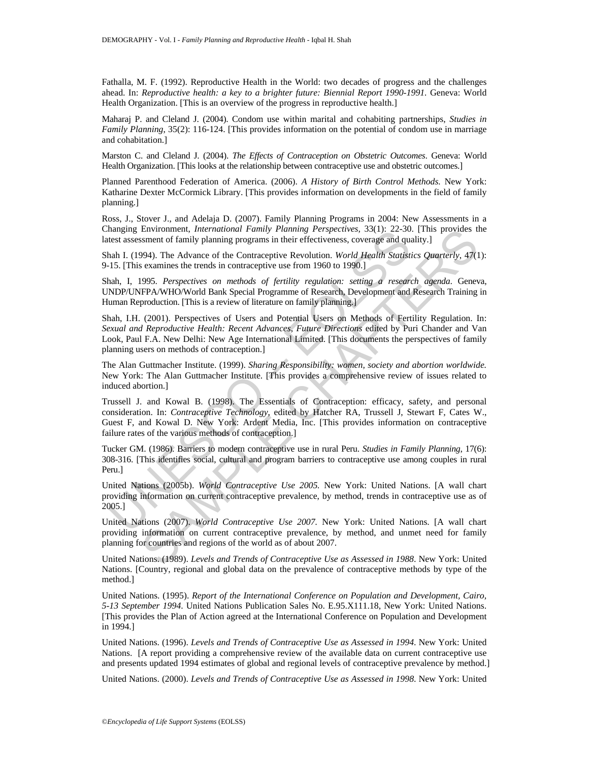Fathalla, M. F. (1992). Reproductive Health in the World: two decades of progress and the challenges ahead. In: *Reproductive health: a key to a brighter future: Biennial Report 1990-1991*. Geneva: World Health Organization. [This is an overview of the progress in reproductive health.]

Maharaj P. and Cleland J. (2004). Condom use within marital and cohabiting partnerships, *Studies in Family Planning*, 35(2): 116-124. [This provides information on the potential of condom use in marriage and cohabitation.]

Marston C. and Cleland J. (2004). *The Effects of Contraception on Obstetric Outcomes*. Geneva: World Health Organization. [This looks at the relationship between contraceptive use and obstetric outcomes.]

Planned Parenthood Federation of America. (2006). *A History of Birth Control Methods.* New York: Katharine Dexter McCormick Library. [This provides information on developments in the field of family planning.]

Ross, J., Stover J., and Adelaja D. (2007). Family Planning Programs in 2004: New Assessments in a Changing Environment, *International Family Planning Perspectives,* 33(1): 22-30. [This provides the latest assessment of family planning programs in their effectiveness, coverage and quality.]

Shah I. (1994). The Advance of the Contraceptive Revolution. *World Health Statistics Quarterly*, 47(1): 9-15. [This examines the trends in contraceptive use from 1960 to 1990.]

Shah, I, 1995. *Perspectives on methods of fertility regulation: setting a research agenda.* Geneva, UNDP/UNFPA/WHO/World Bank Special Programme of Research, Development and Research Training in Human Reproduction. [This is a review of literature on family planning.]

Shah, I.H. (2001). Perspectives of Users and Potential Users on Methods of Fertility Regulation. In: *Sexual and Reproductive Health: Recent Advances, Future Directions* edited by Puri Chander and Van Look, Paul F.A. New Delhi: New Age International Limited. [This documents the perspectives of family planning users on methods of contraception.]

The Alan Guttmacher Institute. (1999). *Sharing Responsibility: women, society and abortion worldwide.* New York: The Alan Guttmacher Institute. [This provides a comprehensive review of issues related to induced abortion.]

Trussell J. and Kowal B. (1998). The Essentials of Contraception: efficacy, safety, and personal consideration. In: *Contraceptive Technology,* edited by Hatcher RA, Trussell J, Stewart F, Cates W., Guest F, and Kowal D. New York: Ardent Media, Inc. [This provides information on contraceptive failure rates of the various methods of contraception.]

Tucker GM. (1986). Barriers to modern contraceptive use in rural Peru. *Studies in Family Planning,* 17(6): 308-316. [This identifies social, cultural and program barriers to contraceptive use among couples in rural Peru.]

United Nations (2005b). *World Contraceptive Use 2005.* New York: United Nations. [A wall chart providing information on current contraceptive prevalence, by method, trends in contraceptive use as of 2005.]

United Nations (2007). *World Contraceptive Use 2007.* New York: United Nations. [A wall chart providing information on current contraceptive prevalence, by method, and unmet need for family planning for countries and regions of the world as of about 2007.

United Nations. (1989). *Levels and Trends of Contraceptive Use as Assessed in 1988*. New York: United Nations. [Country, regional and global data on the prevalence of contraceptive methods by type of the method.]

United Nations. (1995). *Report of the International Conference on Population and Development, Cairo, 5-13 September 1994*. United Nations Publication Sales No. E.95.X111.18, New York: United Nations. [This provides the Plan of Action agreed at the International Conference on Population and Development in 1994.]

United Nations. (1996). *Levels and Trends of Contraceptive Use as Assessed in 1994*. New York: United Nations. [A report providing a comprehensive review of the available data on current contraceptive use and presents updated 1994 estimates of global and regional levels of contraceptive prevalence by method.]

United Nations. (2000). *Levels and Trends of Contraceptive Use as Assessed in 1998*. New York: United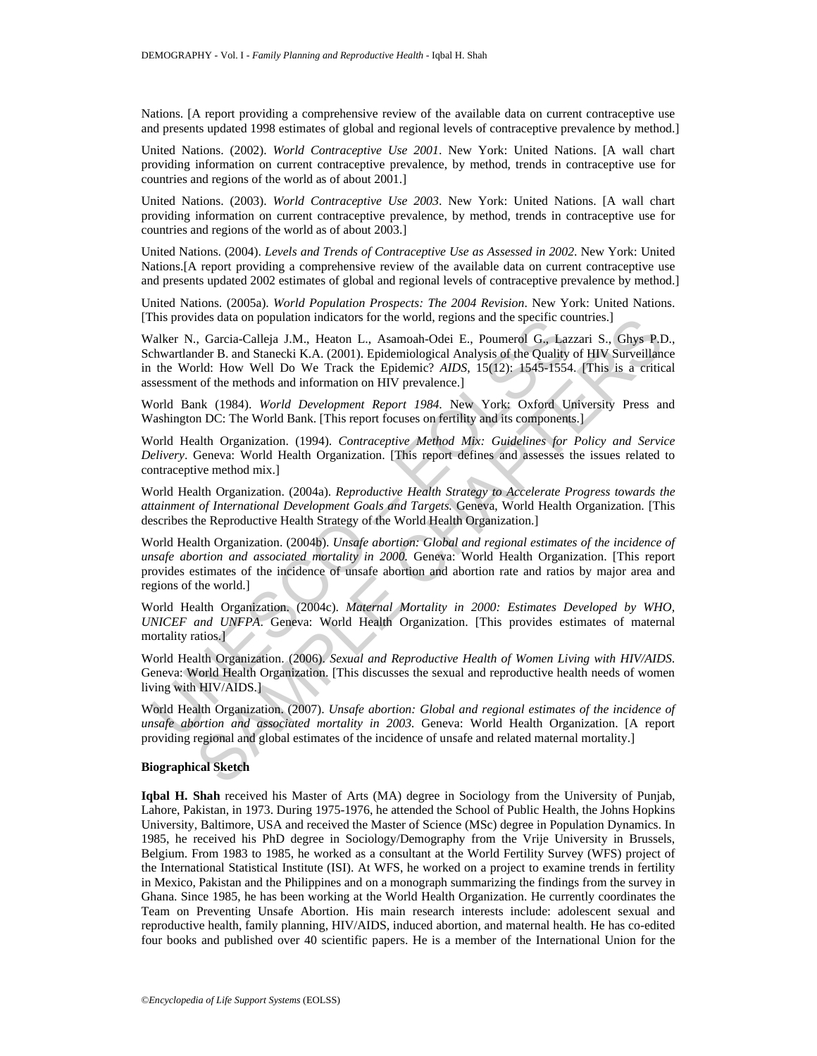Nations. [A report providing a comprehensive review of the available data on current contraceptive use and presents updated 1998 estimates of global and regional levels of contraceptive prevalence by method.]

United Nations. (2002). *World Contraceptive Use 2001*. New York: United Nations. [A wall chart providing information on current contraceptive prevalence, by method, trends in contraceptive use for countries and regions of the world as of about 2001.]

United Nations. (2003). *World Contraceptive Use 2003*. New York: United Nations. [A wall chart providing information on current contraceptive prevalence, by method, trends in contraceptive use for countries and regions of the world as of about 2003.]

United Nations. (2004). *Levels and Trends of Contraceptive Use as Assessed in 2002*. New York: United Nations.[A report providing a comprehensive review of the available data on current contraceptive use and presents updated 2002 estimates of global and regional levels of contraceptive prevalence by method.]

United Nations. (2005a). *World Population Prospects: The 2004 Revision*. New York: United Nations. [This provides data on population indicators for the world, regions and the specific countries.]

Walker N., Garcia-Calleja J.M., Heaton L., Asamoah-Odei E., Poumerol G., Lazzari S., Ghys P.D., Schwartlander B. and Stanecki K.A. (2001). Epidemiological Analysis of the Quality of HIV Surveillance in the World: How Well Do We Track the Epidemic? *AIDS*, 15(12): 1545-1554. [This is a critical assessment of the methods and information on HIV prevalence.]

World Bank (1984). *World Development Report 1984*. New York: Oxford University Press and Washington DC: The World Bank. [This report focuses on fertility and its components.]

World Health Organization. (1994). *Contraceptive Method Mix: Guidelines for Policy and Service Delivery*. Geneva: World Health Organization. [This report defines and assesses the issues related to contraceptive method mix.]

World Health Organization. (2004a). *Reproductive Health Strategy to Accelerate Progress towards the attainment of International Development Goals and Targets.* Geneva, World Health Organization. [This describes the Reproductive Health Strategy of the World Health Organization.]

World Health Organization. (2004b). *Unsafe abortion: Global and regional estimates of the incidence of unsafe abortion and associated mortality in 2000.* Geneva: World Health Organization. [This report provides estimates of the incidence of unsafe abortion and abortion rate and ratios by major area and regions of the world.]

World Health Organization. (2004c). *Maternal Mortality in 2000: Estimates Developed by WHO, UNICEF and UNFPA*. Geneva: World Health Organization. [This provides estimates of maternal mortality ratios.]

World Health Organization. (2006). *Sexual and Reproductive Health of Women Living with HIV/AIDS*. Geneva: World Health Organization. [This discusses the sexual and reproductive health needs of women living with HIV/AIDS.]

World Health Organization. (2007). *Unsafe abortion: Global and regional estimates of the incidence of unsafe abortion and associated mortality in 2003.* Geneva: World Health Organization. [A report providing regional and global estimates of the incidence of unsafe and related maternal mortality.]

**Biographical Sketch**

**Iqbal H. Shah** received his Master of Arts (MA) degree in Sociology from the University of Punjab, Lahore, Pakistan, in 1973. During 1975-1976, he attended the School of Public Health, the Johns Hopkins University, Baltimore, USA and received the Master of Science (MSc) degree in Population Dynamics. In 1985, he received his PhD degree in Sociology/Demography from the Vrije University in Brussels, Belgium. From 1983 to 1985, he worked as a consultant at the World Fertility Survey (WFS) project of the International Statistical Institute (ISI). At WFS, he worked on a project to examine trends in fertility in Mexico, Pakistan and the Philippines and on a monograph summarizing the findings from the survey in Ghana. Since 1985, he has been working at the World Health Organization. He currently coordinates the Team on Preventing Unsafe Abortion. His main research interests include: adolescent sexual and reproductive health, family planning, HIV/AIDS, induced abortion, and maternal health. He has co-edited four books and published over 40 scientific papers. He is a member of the International Union for the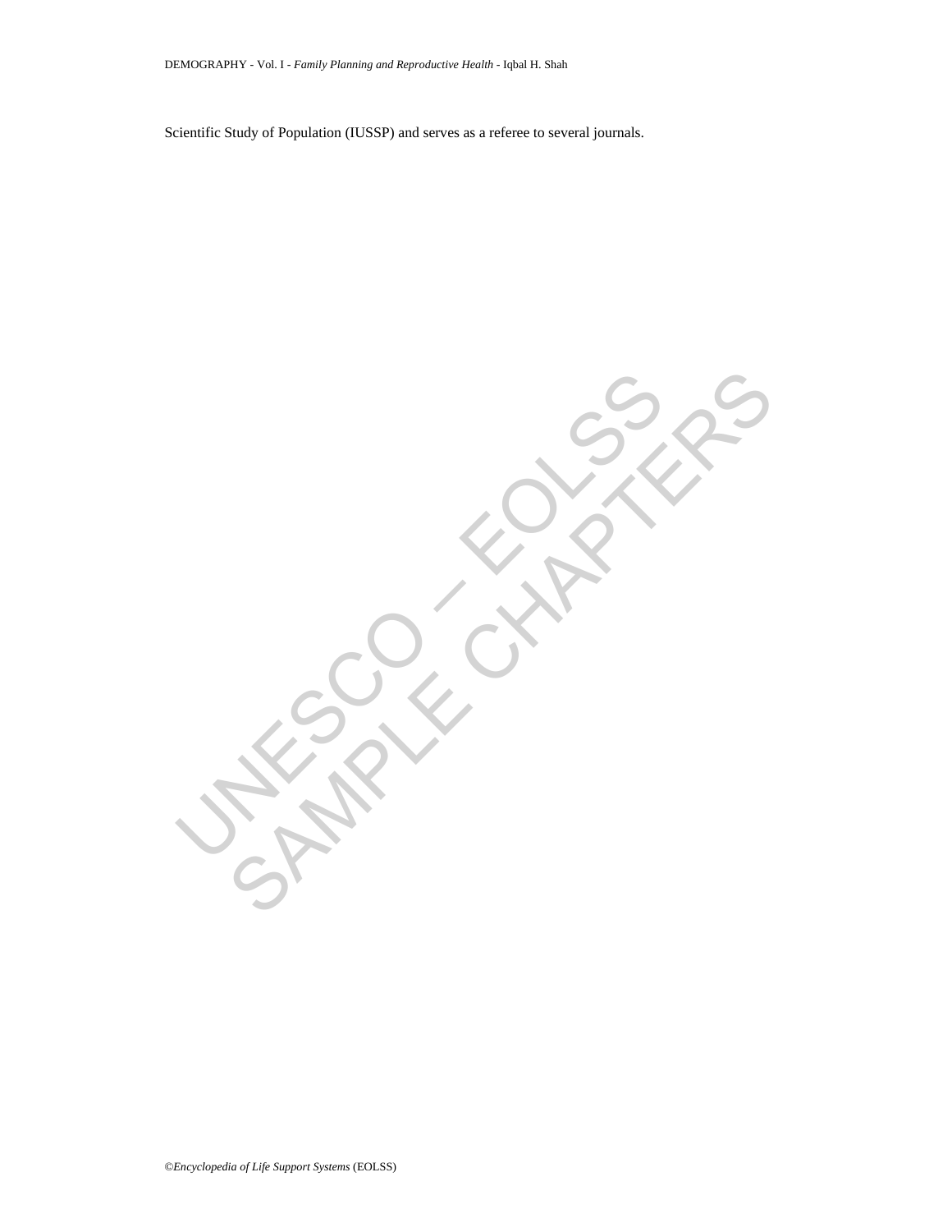Scientific Study of Population (IUSSP) and serves as a referee to several journals.